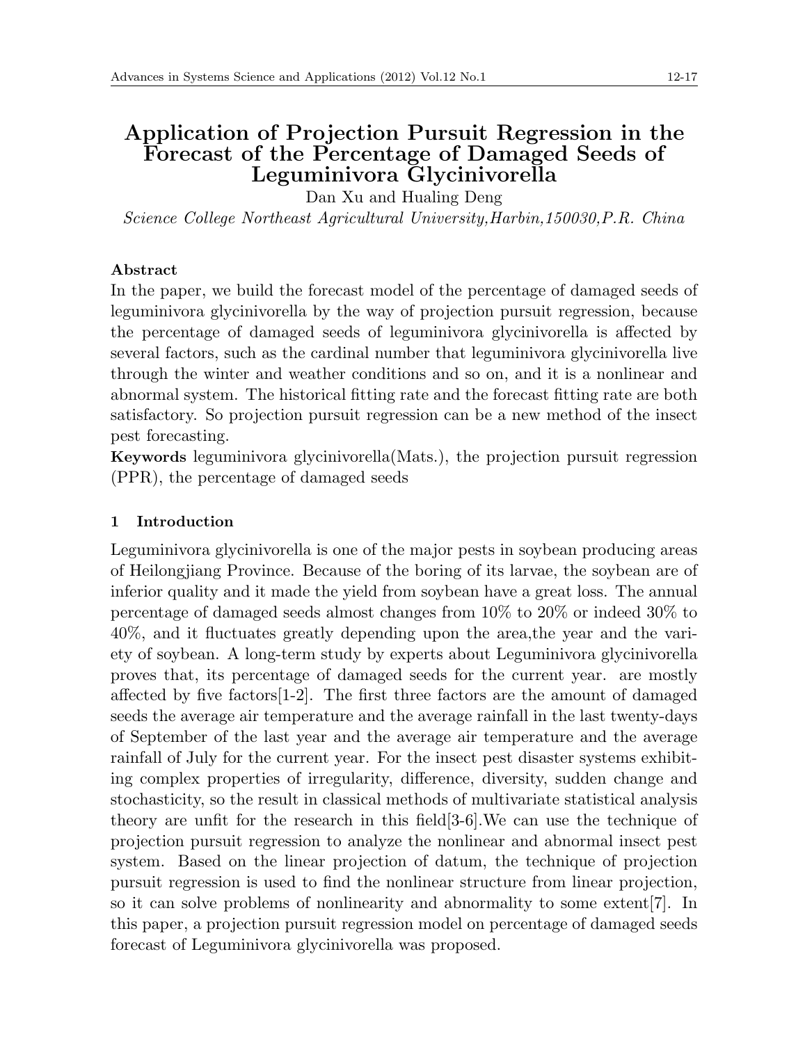# Application of Projection Pursuit Regression in the Forecast of the Percentage of Damaged Seeds of Leguminivora Glycinivorella

Dan Xu and Hualing Deng

*Science College Northeast Agricultural University,Harbin,150030,P.R. China*

**Abstract**

In the paper, we build the forecast model of the percentage of damaged seeds of leguminivora glycinivorella by the way of projection pursuit regression, because the percentage of damaged seeds of leguminivora glycinivorella is affected by several factors, such as the cardinal number that leguminivora glycinivorella live through the winter and weather conditions and so on, and it is a nonlinear and abnormal system. The historical fitting rate and the forecast fitting rate are both satisfactory. So projection pursuit regression can be a new method of the insect pest forecasting.

**Keywords** leguminivora glycinivorella(Mats.), the projection pursuit regression (PPR), the percentage of damaged seeds

## 1 Introduction

Leguminivora glycinivorella is one of the major pests in soybean producing areas of Heilongjiang Province. Because of the boring of its larvae, the soybean are of inferior quality and it made the yield from soybean have a great loss. The annual percentage of damaged seeds almost changes from 10% to 20% or indeed 30% to 40%, and it fluctuates greatly depending upon the area,the year and the variety of soybean. A long-term study by experts about Leguminivora glycinivorella proves that, its percentage of damaged seeds for the current year. are mostly affected by five factors[1-2]. The first three factors are the amount of damaged seeds the average air temperature and the average rainfall in the last twenty-days of September of the last year and the average air temperature and the average rainfall of July for the current year. For the insect pest disaster systems exhibiting complex properties of irregularity, difference, diversity, sudden change and stochasticity, so the result in classical methods of multivariate statistical analysis theory are unfit for the research in this field[3-6].We can use the technique of projection pursuit regression to analyze the nonlinear and abnormal insect pest system. Based on the linear projection of datum, the technique of projection pursuit regression is used to find the nonlinear structure from linear projection, so it can solve problems of nonlinearity and abnormality to some extent[7]. In this paper, a projection pursuit regression model on percentage of damaged seeds forecast of Leguminivora glycinivorella was proposed.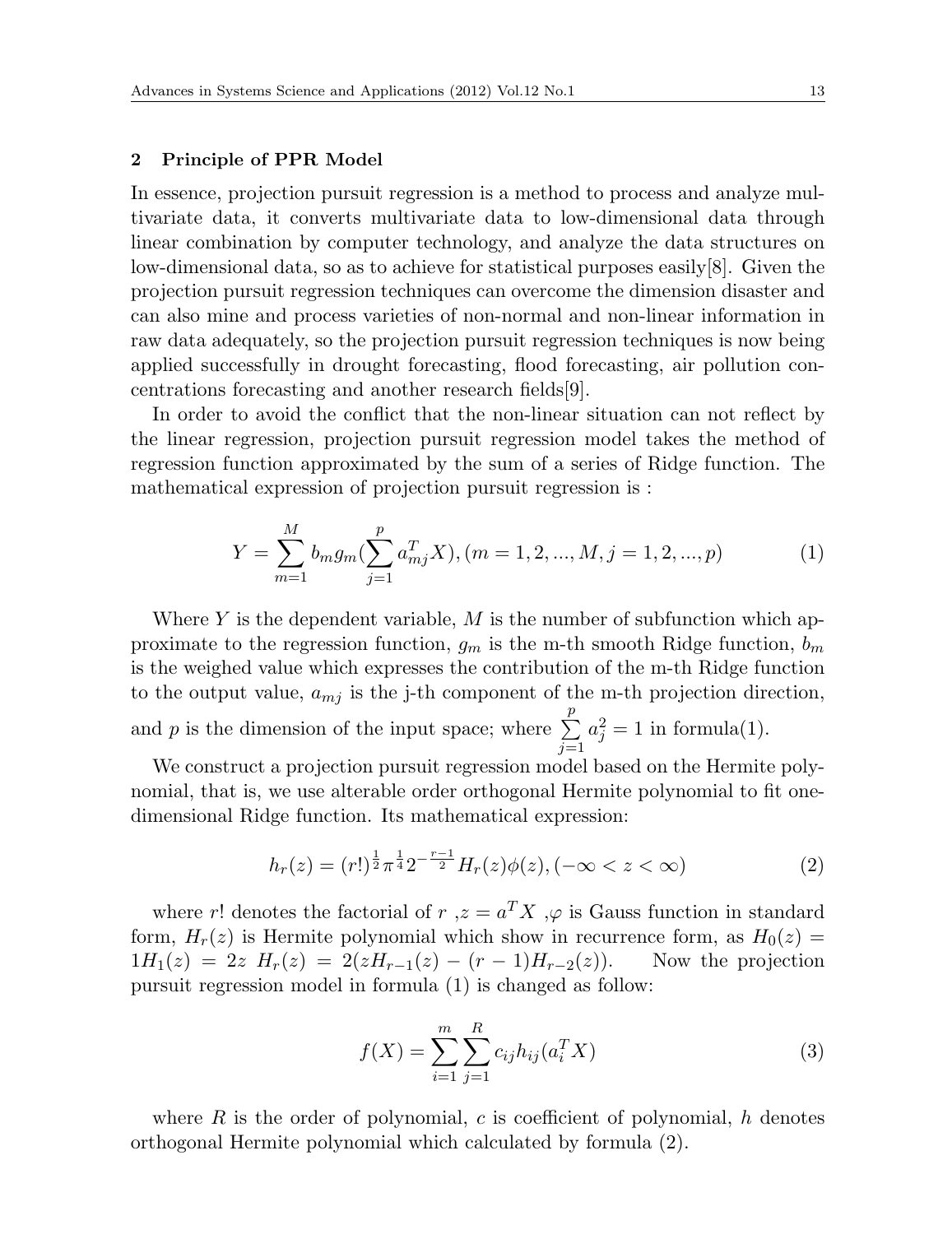## 2 Principle of PPR Model

In essence, projection pursuit regression is a method to process and analyze multivariate data, it converts multivariate data to low-dimensional data through linear combination by computer technology, and analyze the data structures on low-dimensional data, so as to achieve for statistical purposes easily[8]. Given the projection pursuit regression techniques can overcome the dimension disaster and can also mine and process varieties of non-normal and non-linear information in raw data adequately, so the projection pursuit regression techniques is now being applied successfully in drought forecasting, flood forecasting, air pollution concentrations forecasting and another research fields[9].

In order to avoid the conflict that the non-linear situation can not reflect by the linear regression, projection pursuit regression model takes the method of regression function approximated by the sum of a series of Ridge function. The mathematical expression of projection pursuit regression is :

$$Y = \sum_{m=1}^{M} b_m g_m(\sum_{j=1}^{p} a_{mj}^T X), (m = 1, 2, ..., M, j = 1, 2, ..., p) \tag{1}$$

Where $Y$ is the dependent variable, $M$ is the number of subfunction which approximate to the regression function, $g_m$ is the m-th smooth Ridge function, $b_m$ is the weighed value which expresses the contribution of the m-th Ridge function to the output value, $a_{mj}$ is the j-th component of the m-th projection direction, and $p$ is the dimension of the input space; where $\sum\limits_{j=1}^{p} a_j^2 = 1$ in formula(1).

We construct a projection pursuit regression model based on the Hermite polynomial, that is, we use alterable order orthogonal Hermite polynomial to fit one-dimensional Ridge function. Its mathematical expression:

$$h_r(z) = (r!)^{\frac{1}{2}} \pi^{\frac{1}{4}} 2^{-\frac{r-1}{2}} H_r(z)\phi(z), (-\infty < z < \infty) \tag{2}$$

where $r!$ denotes the factorial of $r$ ,$z = a^T X$ ,$\varphi$ is Gauss function in standard form, $H_r(z)$ is Hermite polynomial which show in recurrence form, as $H_0(z) = 1 H_1(z) = 2z \ H_r(z) = 2(zH_{r-1}(z) - (r-1)H_{r-2}(z))$. Now the projection pursuit regression model in formula (1) is changed as follow:

$$f(X) = \sum_{i=1}^{m} \sum_{j=1}^{R} c_{ij} h_{ij}(a_i^T X) \tag{3}$$

where $R$ is the order of polynomial, $c$ is coefficient of polynomial, $h$ denotes orthogonal Hermite polynomial which calculated by formula (2).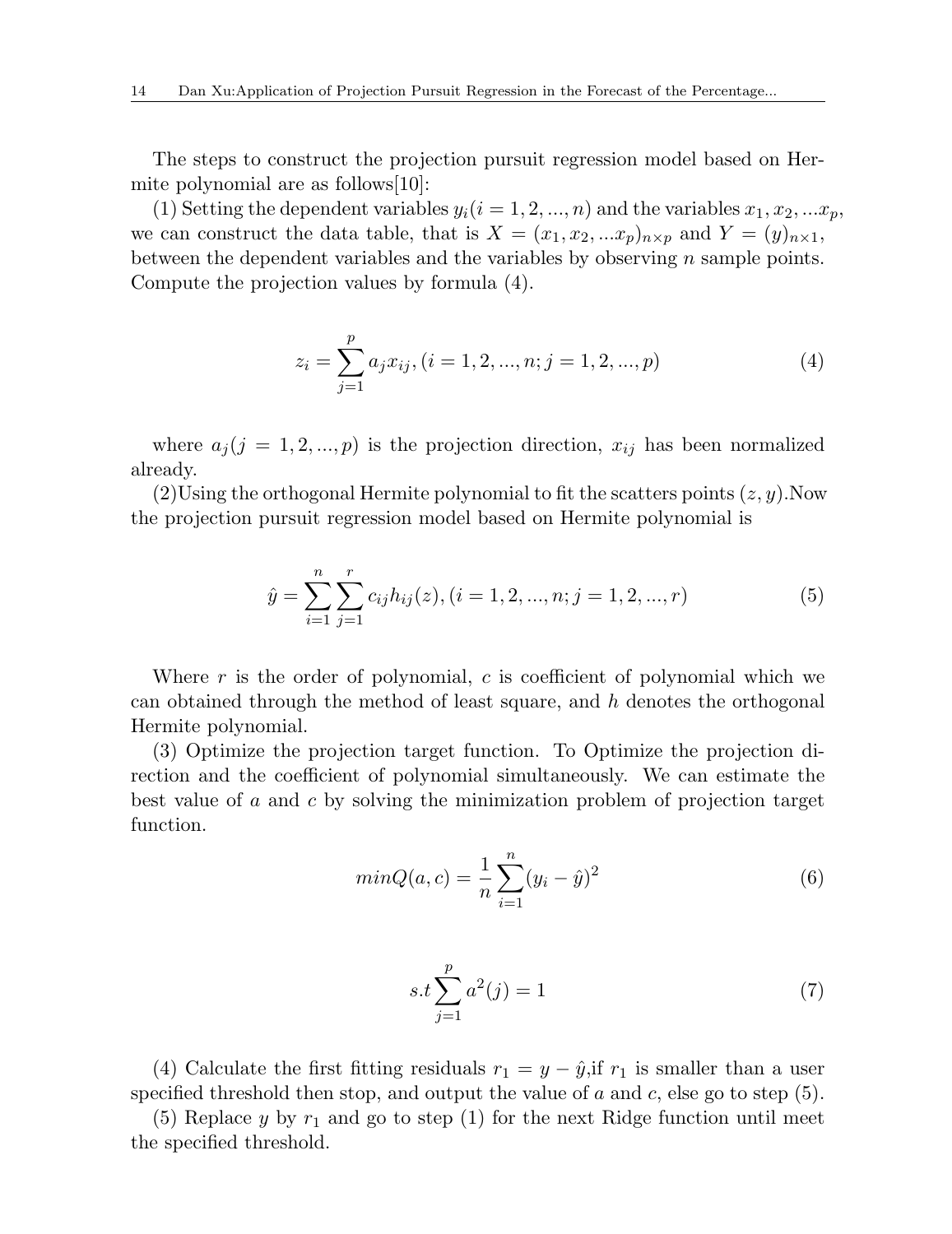The steps to construct the projection pursuit regression model based on Hermite polynomial are as follows[10]:

(1) Setting the dependent variables $y_i(i = 1, 2, ..., n)$ and the variables $x_1, x_2, ...x_p$, we can construct the data table, that is $X = (x_1, x_2, ...x_p)_{n\times p}$ and $Y = (y)_{n\times 1}$, between the dependent variables and the variables by observing $n$ sample points. Compute the projection values by formula (4).

$$z_i = \sum_{j=1}^{p} a_j x_{ij}, (i = 1, 2, ..., n; j = 1, 2, ..., p) \tag{4}$$

where $a_j(j = 1, 2, ..., p)$ is the projection direction, $x_{ij}$ has been normalized already.

(2)Using the orthogonal Hermite polynomial to fit the scatters points $(z, y)$.Now the projection pursuit regression model based on Hermite polynomial is

$$\hat{y} = \sum_{i=1}^{n} \sum_{j=1}^{r} c_{ij} h_{ij}(z), (i = 1, 2, ..., n; j = 1, 2, ..., r) \tag{5}$$

Where $r$ is the order of polynomial, $c$ is coefficient of polynomial which we can obtained through the method of least square, and $h$ denotes the orthogonal Hermite polynomial.

(3) Optimize the projection target function. To Optimize the projection direction and the coefficient of polynomial simultaneously. We can estimate the best value of $a$ and $c$ by solving the minimization problem of projection target function.

$$minQ(a, c) = \frac{1}{n} \sum_{i=1}^{n} (y_i - \hat{y})^2 \tag{6}$$

$$s.t \sum_{j=1}^{p} a^2(j) = 1 \tag{7}$$

(4) Calculate the first fitting residuals $r_1 = y - \hat{y}$,if $r_1$ is smaller than a user specified threshold then stop, and output the value of $a$ and $c$, else go to step (5).

(5) Replace $y$ by $r_1$ and go to step (1) for the next Ridge function until meet the specified threshold.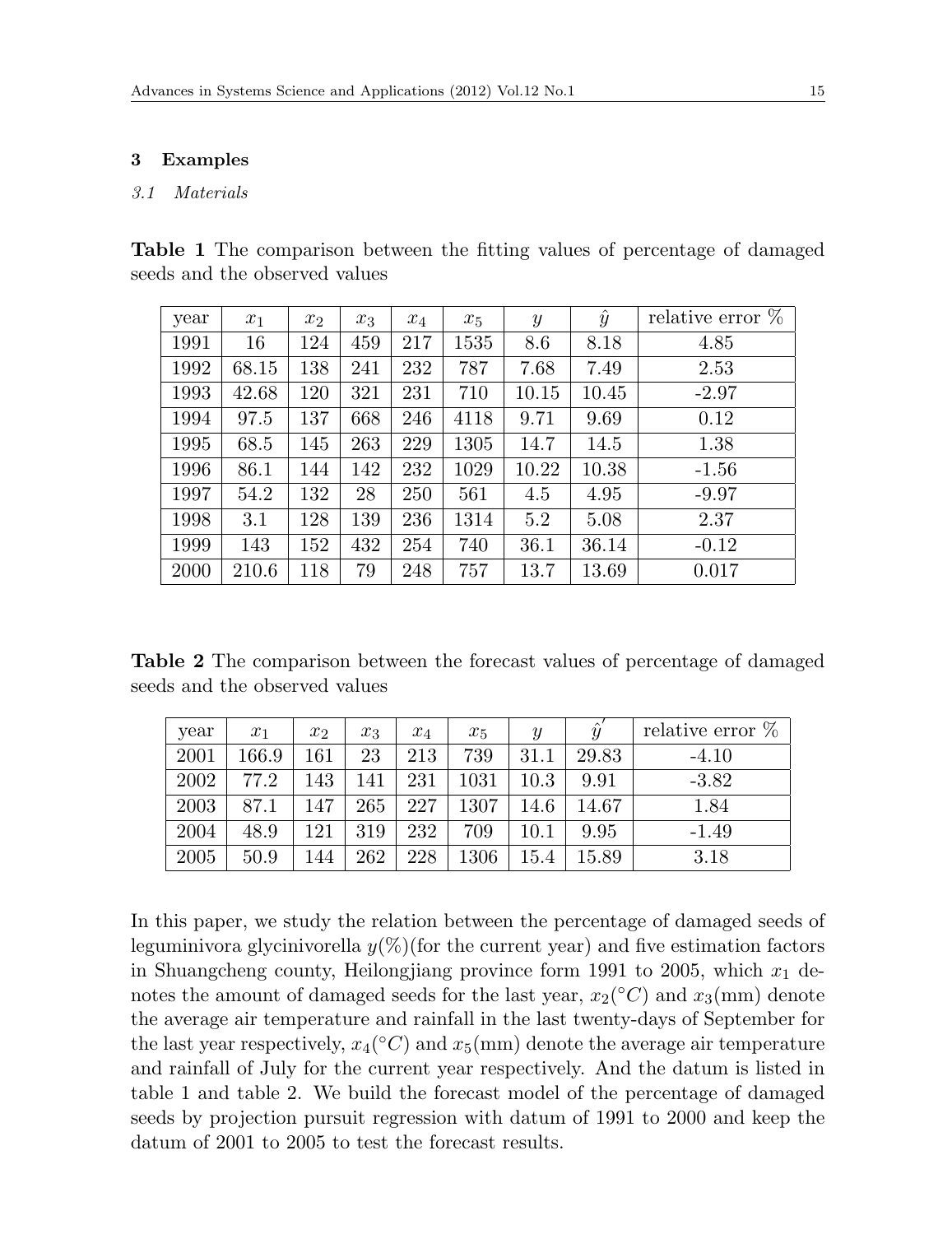## 3 Examples

### *3.1 Materials*

**Table 1** The comparison between the fitting values of percentage of damaged seeds and the observed values

| year | $x_1$ | $x_2$ | $x_3$ | $x_4$ | $x_5$ | $y$ | $\hat{y}$ | relative error % |
|---|---|---|---|---|---|---|---|---|
| 1991 | 16 | 124 | 459 | 217 | 1535 | 8.6 | 8.18 | 4.85 |
| 1992 | 68.15 | 138 | 241 | 232 | 787 | 7.68 | 7.49 | 2.53 |
| 1993 | 42.68 | 120 | 321 | 231 | 710 | 10.15 | 10.45 | -2.97 |
| 1994 | 97.5 | 137 | 668 | 246 | 4118 | 9.71 | 9.69 | 0.12 |
| 1995 | 68.5 | 145 | 263 | 229 | 1305 | 14.7 | 14.5 | 1.38 |
| 1996 | 86.1 | 144 | 142 | 232 | 1029 | 10.22 | 10.38 | -1.56 |
| 1997 | 54.2 | 132 | 28 | 250 | 561 | 4.5 | 4.95 | -9.97 |
| 1998 | 3.1 | 128 | 139 | 236 | 1314 | 5.2 | 5.08 | 2.37 |
| 1999 | 143 | 152 | 432 | 254 | 740 | 36.1 | 36.14 | -0.12 |
| 2000 | 210.6 | 118 | 79 | 248 | 757 | 13.7 | 13.69 | 0.017 |

**Table 2** The comparison between the forecast values of percentage of damaged seeds and the observed values

| year | $x_1$ | $x_2$ | $x_3$ | $x_4$ | $x_5$ | $y$ | $\hat{y}'$ | relative error % |
|---|---|---|---|---|---|---|---|---|
| 2001 | 166.9 | 161 | 23 | 213 | 739 | 31.1 | 29.83 | -4.10 |
| 2002 | 77.2 | 143 | 141 | 231 | 1031 | 10.3 | 9.91 | -3.82 |
| 2003 | 87.1 | 147 | 265 | 227 | 1307 | 14.6 | 14.67 | 1.84 |
| 2004 | 48.9 | 121 | 319 | 232 | 709 | 10.1 | 9.95 | -1.49 |
| 2005 | 50.9 | 144 | 262 | 228 | 1306 | 15.4 | 15.89 | 3.18 |

In this paper, we study the relation between the percentage of damaged seeds of leguminivora glycinivorella $y(\%)$(for the current year) and five estimation factors in Shuangcheng county, Heilongjiang province form 1991 to 2005, which $x_1$ denotes the amount of damaged seeds for the last year, $x_2(^\circ C)$ and $x_3$(mm) denote the average air temperature and rainfall in the last twenty-days of September for the last year respectively, $x_4(^\circ C)$ and $x_5$(mm) denote the average air temperature and rainfall of July for the current year respectively. And the datum is listed in table 1 and table 2. We build the forecast model of the percentage of damaged seeds by projection pursuit regression with datum of 1991 to 2000 and keep the datum of 2001 to 2005 to test the forecast results.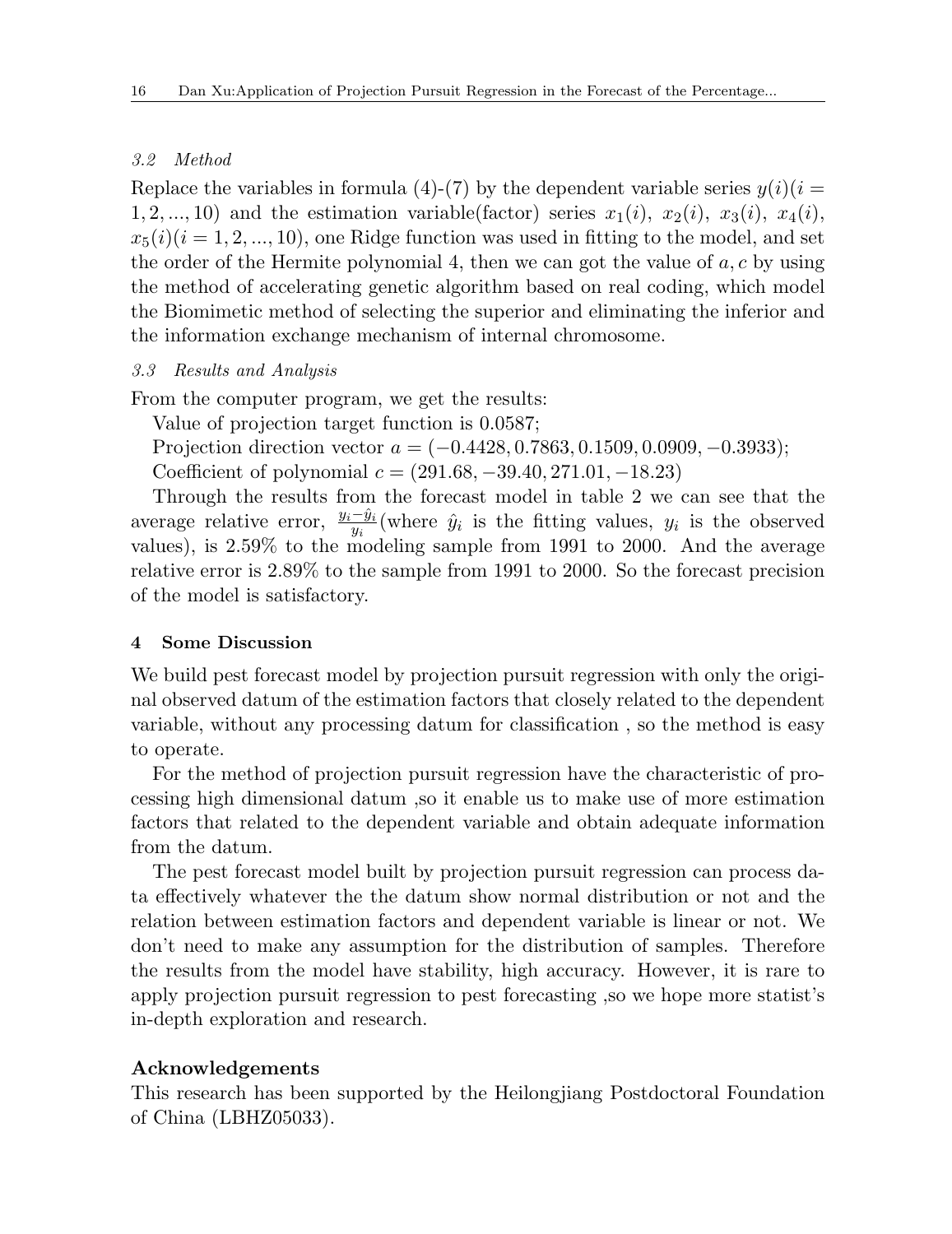### *3.2 Method*

Replace the variables in formula (4)-(7) by the dependent variable series $y(i)(i = 1, 2, ..., 10)$ and the estimation variable(factor) series $x_1(i)$, $x_2(i)$, $x_3(i)$, $x_4(i)$, $x_5(i)(i = 1, 2, ..., 10)$, one Ridge function was used in fitting to the model, and set the order of the Hermite polynomial 4, then we can got the value of $a, c$ by using the method of accelerating genetic algorithm based on real coding, which model the Biomimetic method of selecting the superior and eliminating the inferior and the information exchange mechanism of internal chromosome.

### *3.3 Results and Analysis*

From the computer program, we get the results:

Value of projection target function is 0.0587;

Projection direction vector $a = (-0.4428, 0.7863, 0.1509, 0.0909, -0.3933)$;

Coefficient of polynomial $c = (291.68, -39.40, 271.01, -18.23)$

Through the results from the forecast model in table 2 we can see that the average relative error, $\frac{y_i - \hat{y}_i}{y_i}$(where $\hat{y}_i$ is the fitting values, $y_i$ is the observed values), is 2.59% to the modeling sample from 1991 to 2000. And the average relative error is 2.89% to the sample from 1991 to 2000. So the forecast precision of the model is satisfactory.

## 4 Some Discussion

We build pest forecast model by projection pursuit regression with only the original observed datum of the estimation factors that closely related to the dependent variable, without any processing datum for classification , so the method is easy to operate.

For the method of projection pursuit regression have the characteristic of processing high dimensional datum ,so it enable us to make use of more estimation factors that related to the dependent variable and obtain adequate information from the datum.

The pest forecast model built by projection pursuit regression can process data effectively whatever the the datum show normal distribution or not and the relation between estimation factors and dependent variable is linear or not. We don't need to make any assumption for the distribution of samples. Therefore the results from the model have stability, high accuracy. However, it is rare to apply projection pursuit regression to pest forecasting ,so we hope more statist's in-depth exploration and research.

## Acknowledgements

This research has been supported by the Heilongjiang Postdoctoral Foundation of China (LBHZ05033).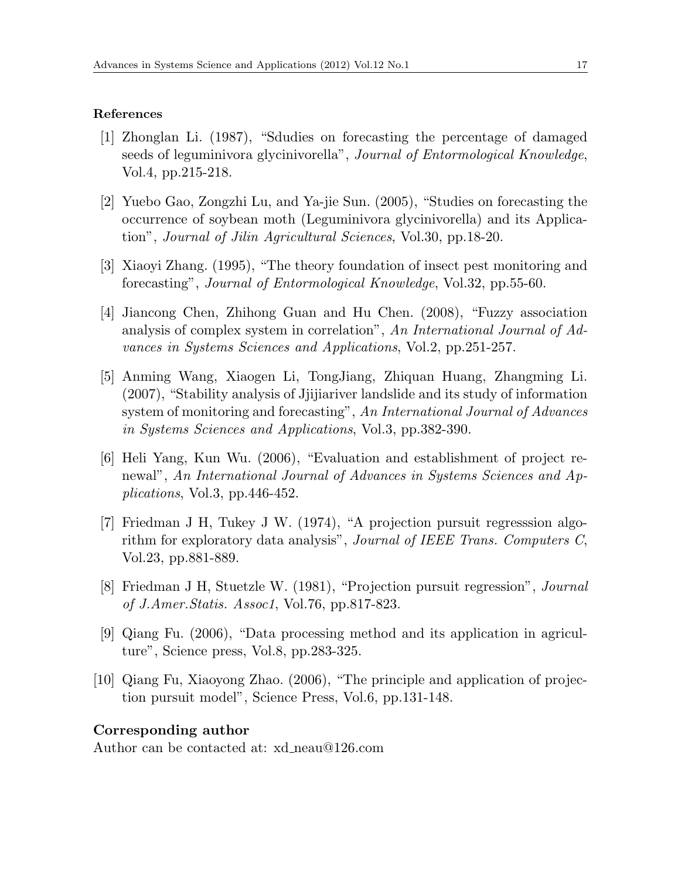**References**

[1] Zhonglan Li. (1987), "Sdudies on forecasting the percentage of damaged seeds of leguminivora glycinivorella", *Journal of Entormological Knowledge*, Vol.4, pp.215-218.

[2] Yuebo Gao, Zongzhi Lu, and Ya-jie Sun. (2005), "Studies on forecasting the occurrence of soybean moth (Leguminivora glycinivorella) and its Application", *Journal of Jilin Agricultural Sciences*, Vol.30, pp.18-20.

[3] Xiaoyi Zhang. (1995), "The theory foundation of insect pest monitoring and forecasting", *Journal of Entormological Knowledge*, Vol.32, pp.55-60.

[4] Jiancong Chen, Zhihong Guan and Hu Chen. (2008), "Fuzzy association analysis of complex system in correlation", *An International Journal of Advances in Systems Sciences and Applications*, Vol.2, pp.251-257.

[5] Anming Wang, Xiaogen Li, TongJiang, Zhiquan Huang, Zhangming Li. (2007), "Stability analysis of Jjijiariver landslide and its study of information system of monitoring and forecasting", *An International Journal of Advances in Systems Sciences and Applications*, Vol.3, pp.382-390.

[6] Heli Yang, Kun Wu. (2006), "Evaluation and establishment of project renewal", *An International Journal of Advances in Systems Sciences and Applications*, Vol.3, pp.446-452.

[7] Friedman J H, Tukey J W. (1974), "A projection pursuit regresssion algorithm for exploratory data analysis", *Journal of IEEE Trans. Computers C*, Vol.23, pp.881-889.

[8] Friedman J H, Stuetzle W. (1981), "Projection pursuit regression", *Journal of J.Amer.Statis. Assoc1*, Vol.76, pp.817-823.

[9] Qiang Fu. (2006), "Data processing method and its application in agriculture", Science press, Vol.8, pp.283-325.

[10] Qiang Fu, Xiaoyong Zhao. (2006), "The principle and application of projection pursuit model", Science Press, Vol.6, pp.131-148.

**Corresponding author**

Author can be contacted at: xd_neau@126.com